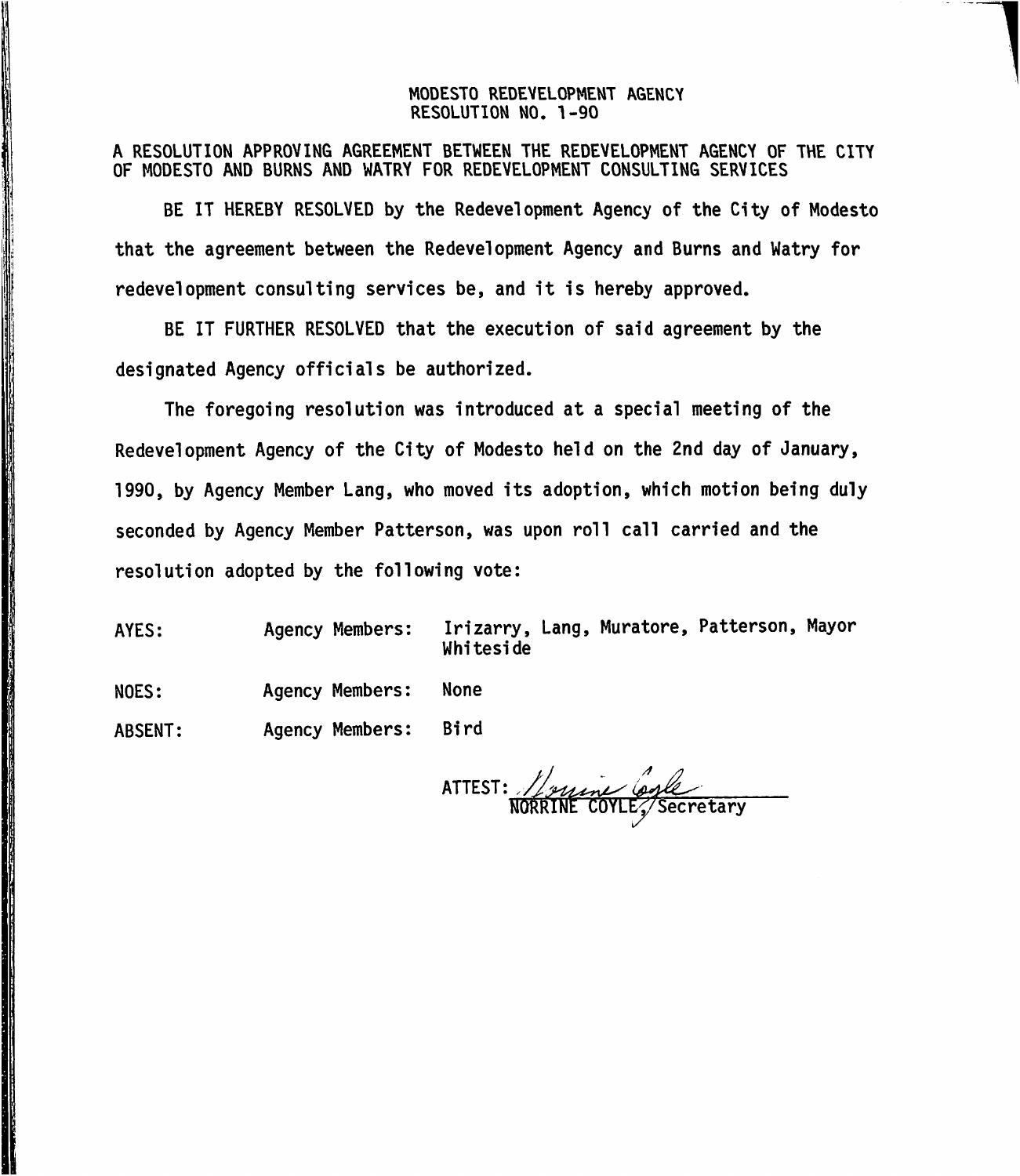MODESTO REDEVELOPMENT AGENCY
RESOLUTION NO. 1-90

A RESOLUTION APPROVING AGREEMENT BETWEEN THE REDEVELOPMENT AGENCY OF THE CITY OF MODESTO AND BURNS AND WATRY FOR REDEVELOPMENT CONSULTING SERVICES

BE IT HEREBY RESOLVED by the Redevelopment Agency of the City of Modesto that the agreement between the Redevelopment Agency and Burns and Watry for redevelopment consulting services be, and it is hereby approved.

BE IT FURTHER RESOLVED that the execution of said agreement by the designated Agency officials be authorized.

The foregoing resolution was introduced at a special meeting of the Redevelopment Agency of the City of Modesto held on the 2nd day of January, 1990, by Agency Member Lang, who moved its adoption, which motion being duly seconded by Agency Member Patterson, was upon roll call carried and the resolution adopted by the following vote:

AYES: Agency Members: Irizarry, Lang, Muratore, Patterson, Mayor Whiteside

NOES: Agency Members: None

ABSENT: Agency Members: Bird

ATTEST: Norrine Coyle
NORRINE COYLE, Secretary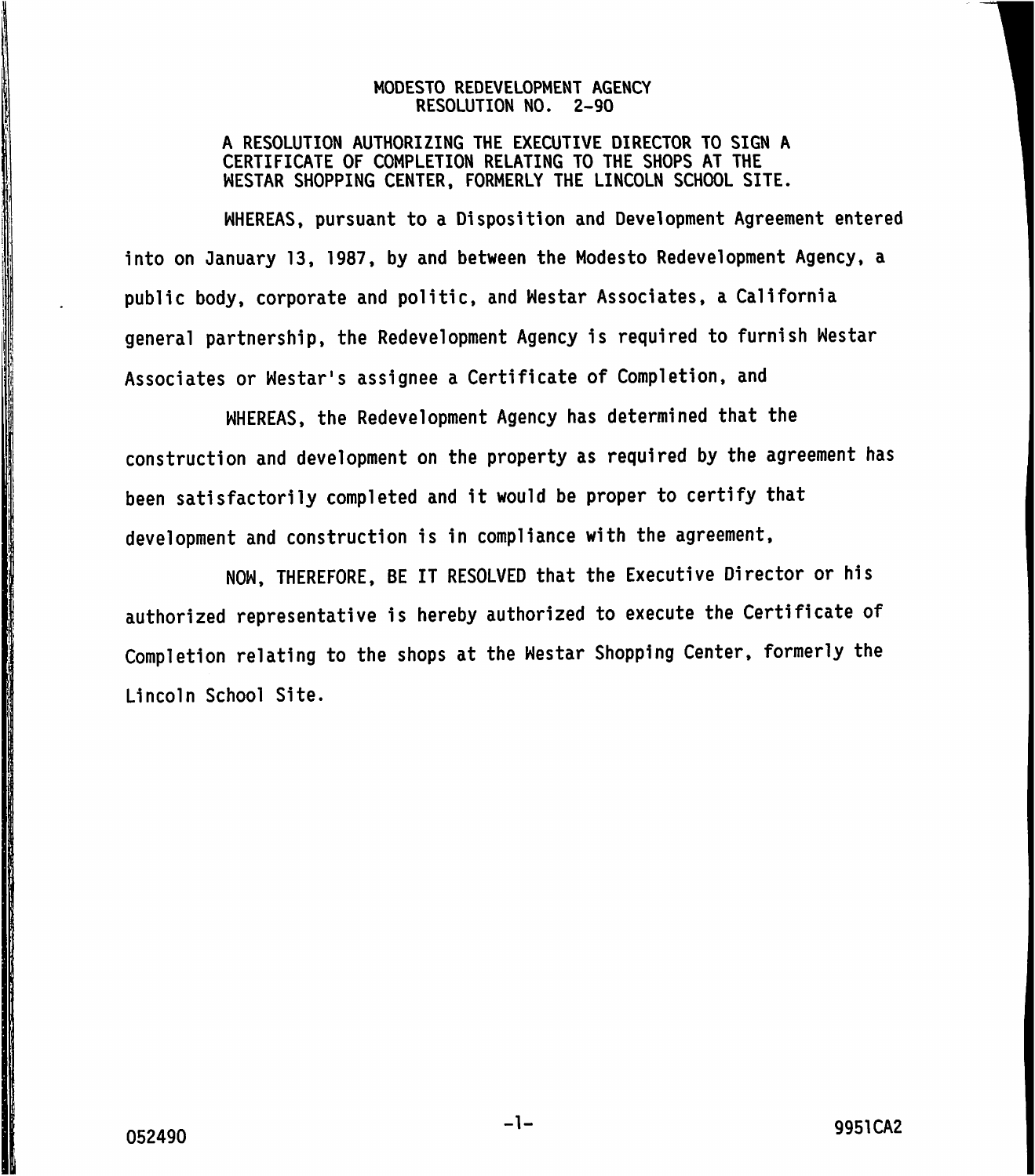MODESTO REDEVELOPMENT AGENCY
RESOLUTION NO. 2-90

A RESOLUTION AUTHORIZING THE EXECUTIVE DIRECTOR TO SIGN A CERTIFICATE OF COMPLETION RELATING TO THE SHOPS AT THE WESTAR SHOPPING CENTER, FORMERLY THE LINCOLN SCHOOL SITE.

WHEREAS, pursuant to a Disposition and Development Agreement entered into on January 13, 1987, by and between the Modesto Redevelopment Agency, a public body, corporate and politic, and Westar Associates, a California general partnership, the Redevelopment Agency is required to furnish Westar Associates or Westar's assignee a Certificate of Completion, and

WHEREAS, the Redevelopment Agency has determined that the construction and development on the property as required by the agreement has been satisfactorily completed and it would be proper to certify that development and construction is in compliance with the agreement,

NOW, THEREFORE, BE IT RESOLVED that the Executive Director or his authorized representative is hereby authorized to execute the Certificate of Completion relating to the shops at the Westar Shopping Center, formerly the Lincoln School Site.

052490 9951CA2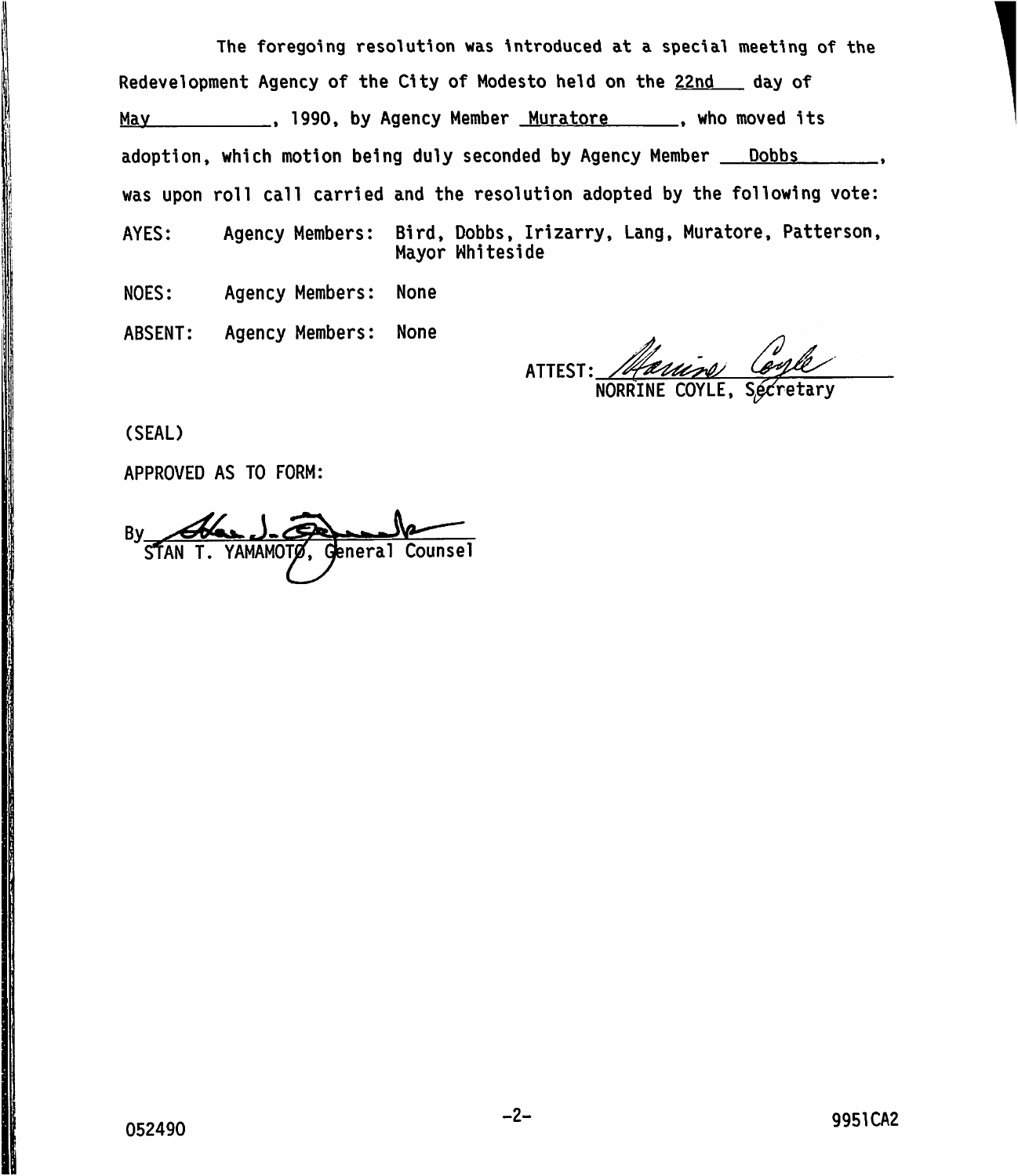The foregoing resolution was introduced at a special meeting of the Redevelopment Agency of the City of Modesto held on the 22nd day of May, 1990, by Agency Member Muratore, who moved its adoption, which motion being duly seconded by Agency Member Dobbs, was upon roll call carried and the resolution adopted by the following vote:

AYES: Agency Members: Bird, Dobbs, Irizarry, Lang, Muratore, Patterson, Mayor Whiteside

NOES: Agency Members: None

ABSENT: Agency Members: None

ATTEST: _______________
NORRINE COYLE, Secretary

(SEAL)

APPROVED AS TO FORM:

By _______________
STAN T. YAMAMOTO, General Counsel

052490

9951CA2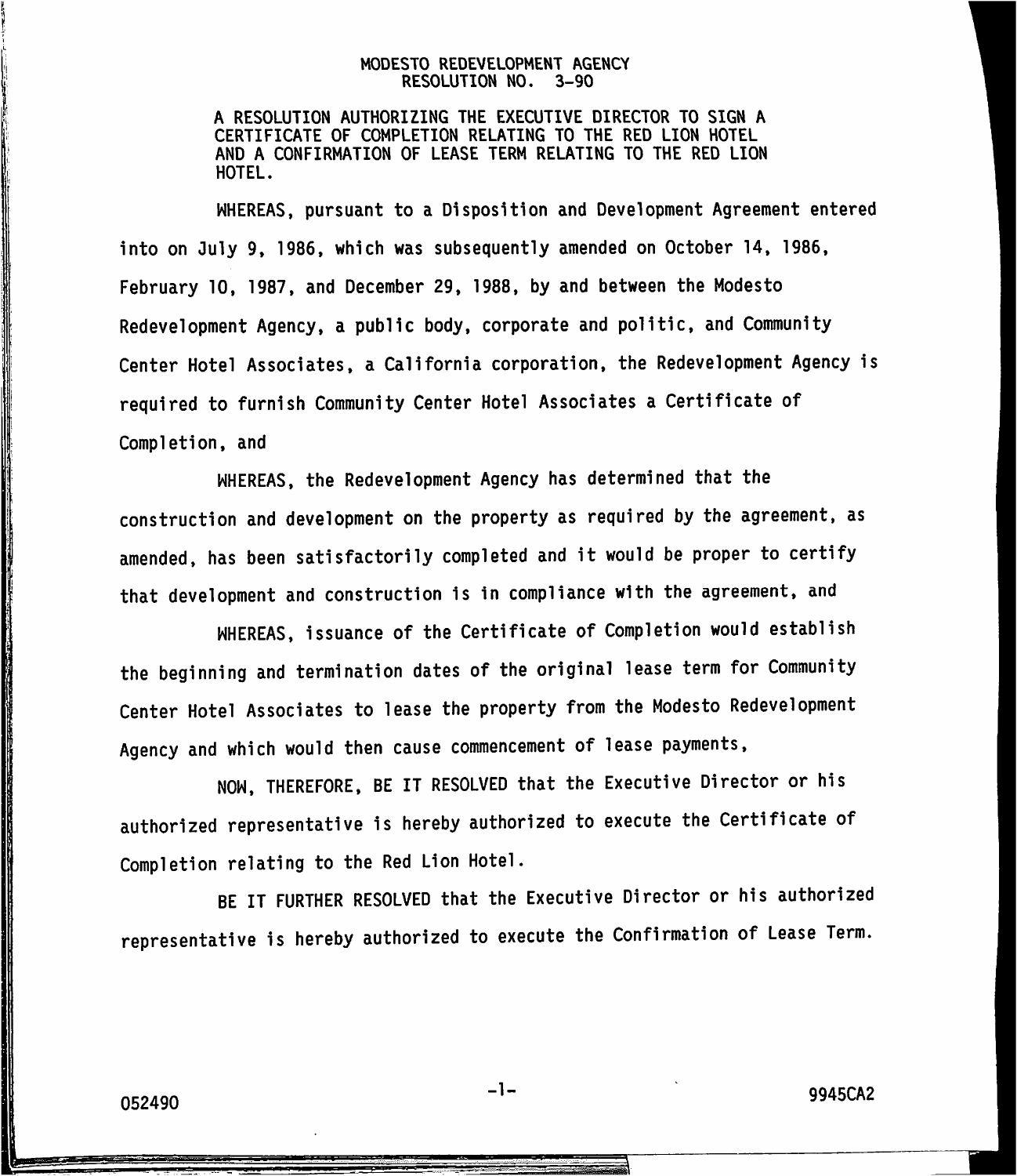# MODESTO REDEVELOPMENT AGENCY
## RESOLUTION NO. 3-90

A RESOLUTION AUTHORIZING THE EXECUTIVE DIRECTOR TO SIGN A CERTIFICATE OF COMPLETION RELATING TO THE RED LION HOTEL AND A CONFIRMATION OF LEASE TERM RELATING TO THE RED LION HOTEL.

WHEREAS, pursuant to a Disposition and Development Agreement entered into on July 9, 1986, which was subsequently amended on October 14, 1986, February 10, 1987, and December 29, 1988, by and between the Modesto Redevelopment Agency, a public body, corporate and politic, and Community Center Hotel Associates, a California corporation, the Redevelopment Agency is required to furnish Community Center Hotel Associates a Certificate of Completion, and

WHEREAS, the Redevelopment Agency has determined that the construction and development on the property as required by the agreement, as amended, has been satisfactorily completed and it would be proper to certify that development and construction is in compliance with the agreement, and

WHEREAS, issuance of the Certificate of Completion would establish the beginning and termination dates of the original lease term for Community Center Hotel Associates to lease the property from the Modesto Redevelopment Agency and which would then cause commencement of lease payments,

NOW, THEREFORE, BE IT RESOLVED that the Executive Director or his authorized representative is hereby authorized to execute the Certificate of Completion relating to the Red Lion Hotel.

BE IT FURTHER RESOLVED that the Executive Director or his authorized representative is hereby authorized to execute the Confirmation of Lease Term.

052490 9945CA2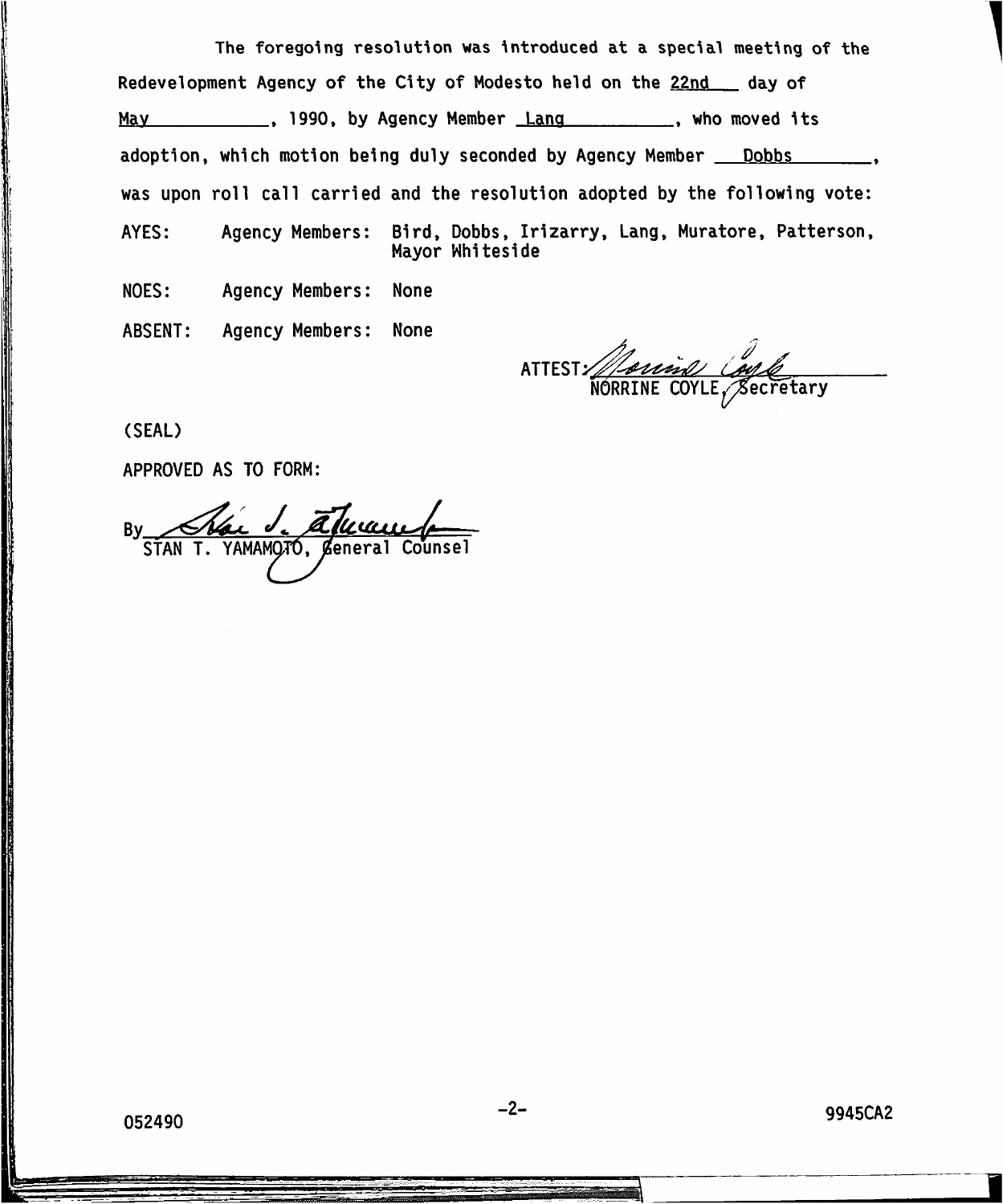The foregoing resolution was introduced at a special meeting of the Redevelopment Agency of the City of Modesto held on the 22nd day of May, 1990, by Agency Member Lang, who moved its adoption, which motion being duly seconded by Agency Member Dobbs, was upon roll call carried and the resolution adopted by the following vote:

AYES: Agency Members: Bird, Dobbs, Irizarry, Lang, Muratore, Patterson, Mayor Whiteside

NOES: Agency Members: None

ABSENT: Agency Members: None

ATTEST: NORRINE COYLE, Secretary

(SEAL)

APPROVED AS TO FORM:

By STAN T. YAMAMOTO, General Counsel

052490

9945CA2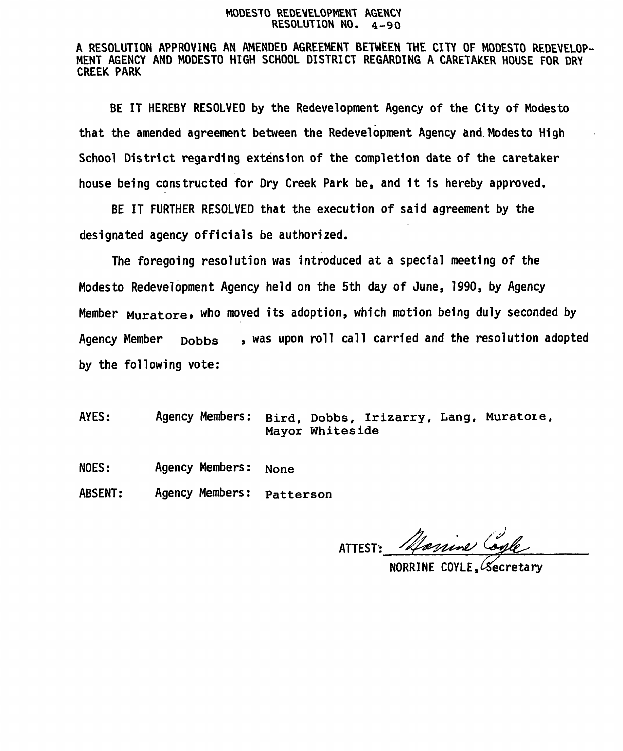# MODESTO REDEVELOPMENT AGENCY
## RESOLUTION NO. 4-90

A RESOLUTION APPROVING AN AMENDED AGREEMENT BETWEEN THE CITY OF MODESTO REDEVELOPMENT AGENCY AND MODESTO HIGH SCHOOL DISTRICT REGARDING A CARETAKER HOUSE FOR DRY CREEK PARK

BE IT HEREBY RESOLVED by the Redevelopment Agency of the City of Modesto that the amended agreement between the Redevelopment Agency and Modesto High School District regarding extension of the completion date of the caretaker house being constructed for Dry Creek Park be, and it is hereby approved.

BE IT FURTHER RESOLVED that the execution of said agreement by the designated agency officials be authorized.

The foregoing resolution was introduced at a special meeting of the Modesto Redevelopment Agency held on the 5th day of June, 1990, by Agency Member Muratore, who moved its adoption, which motion being duly seconded by Agency Member Dobbs, was upon roll call carried and the resolution adopted by the following vote:

AYES: Agency Members: Bird, Dobbs, Irizarry, Lang, Muratore, Mayor Whiteside

NOES: Agency Members: None

ABSENT: Agency Members: Patterson

ATTEST: *Norrine Coyle*

NORRINE COYLE, Secretary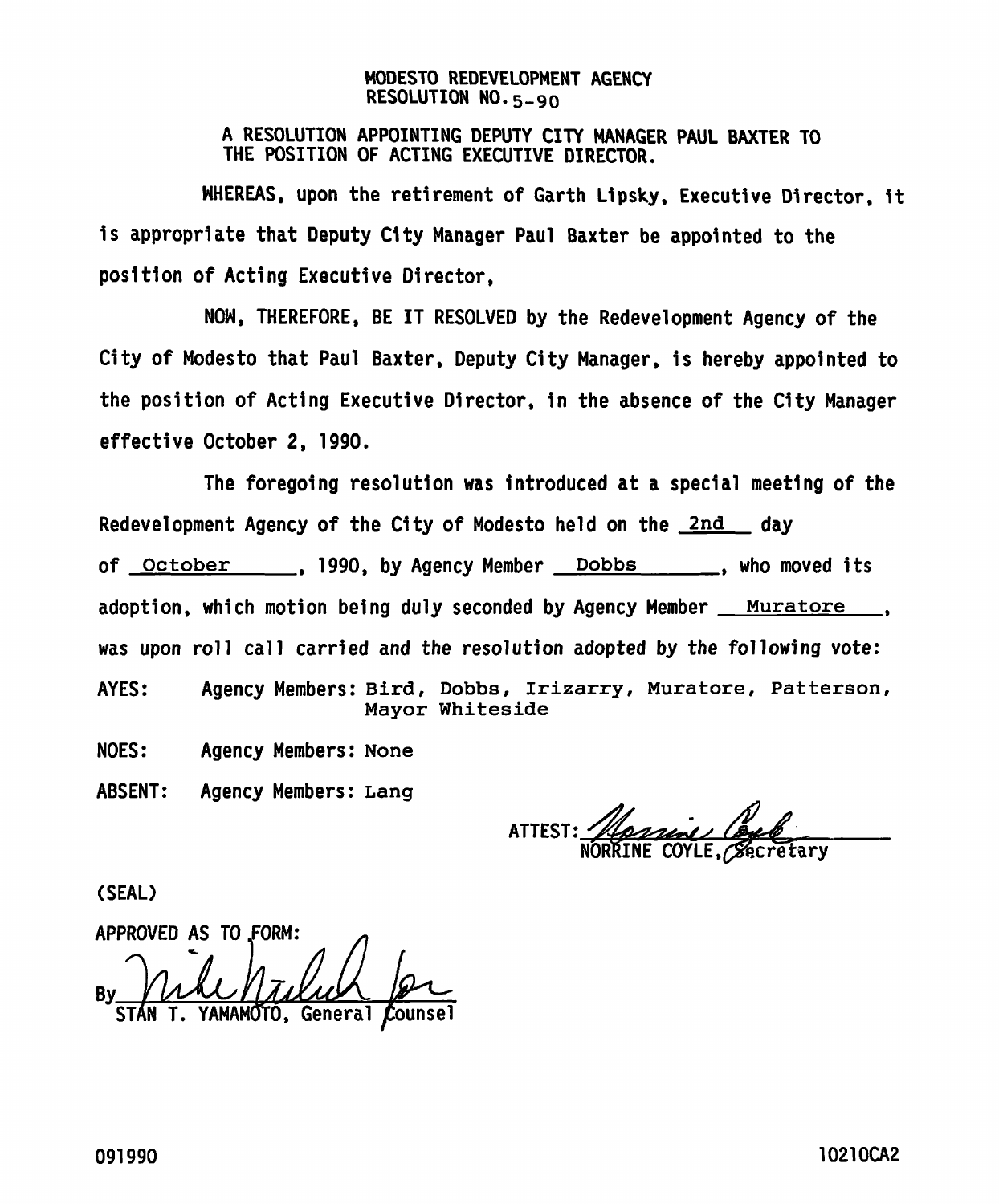**MODESTO REDEVELOPMENT AGENCY**
**RESOLUTION NO. 5-90**

**A RESOLUTION APPOINTING DEPUTY CITY MANAGER PAUL BAXTER TO THE POSITION OF ACTING EXECUTIVE DIRECTOR.**

WHEREAS, upon the retirement of Garth Lipsky, Executive Director, it is appropriate that Deputy City Manager Paul Baxter be appointed to the position of Acting Executive Director,

NOW, THEREFORE, BE IT RESOLVED by the Redevelopment Agency of the City of Modesto that Paul Baxter, Deputy City Manager, is hereby appointed to the position of Acting Executive Director, in the absence of the City Manager effective October 2, 1990.

The foregoing resolution was introduced at a special meeting of the Redevelopment Agency of the City of Modesto held on the 2nd day of October, 1990, by Agency Member Dobbs, who moved its adoption, which motion being duly seconded by Agency Member Muratore, was upon roll call carried and the resolution adopted by the following vote:

AYES: Agency Members: Bird, Dobbs, Irizarry, Muratore, Patterson, Mayor Whiteside

NOES: Agency Members: None

ABSENT: Agency Members: Lang

ATTEST: [signature]
NORRINE COYLE, Secretary

(SEAL)

APPROVED AS TO FORM:

By [signature]
STAN T. YAMAMOTO, General Counsel

091990 10210CA2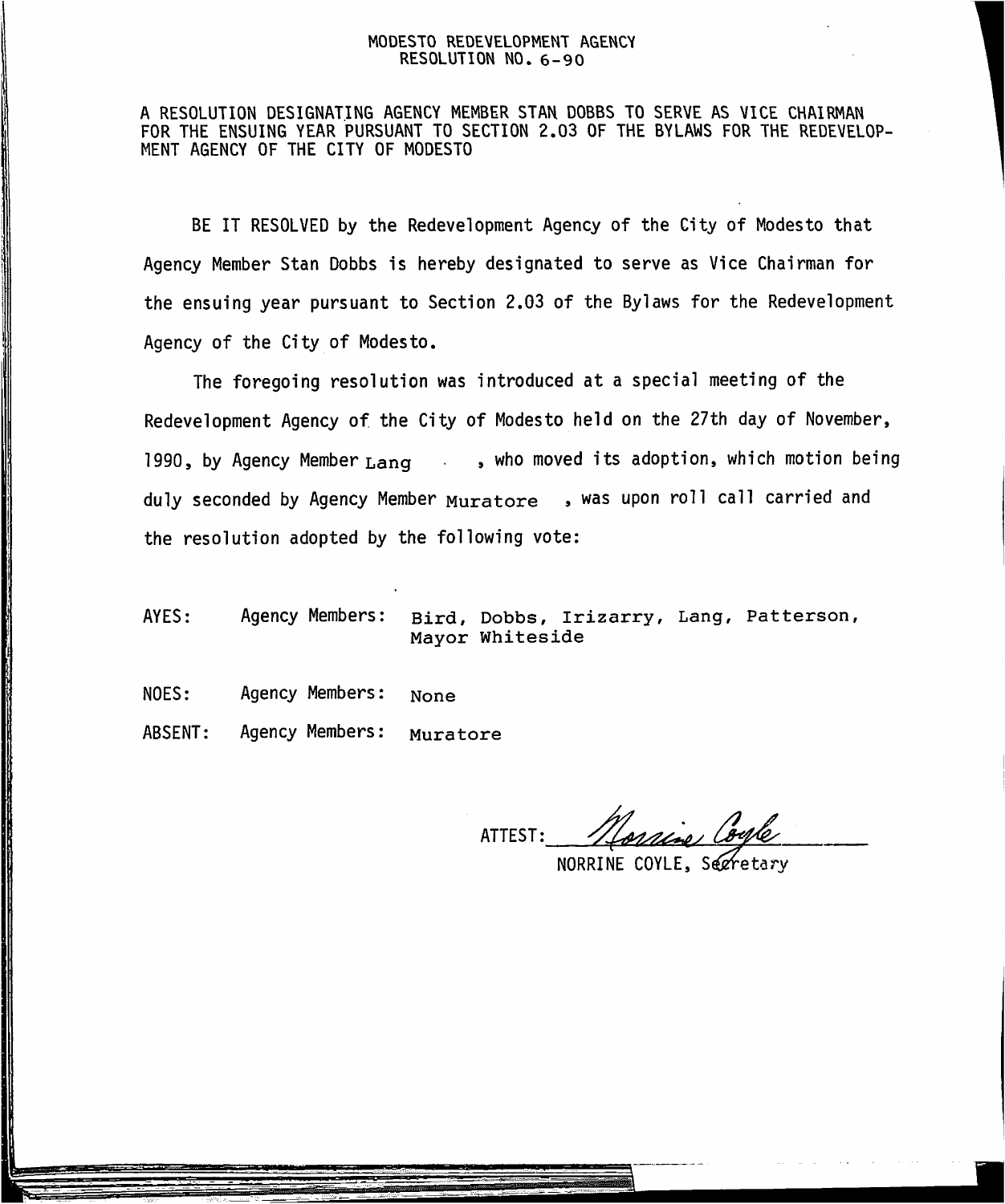# MODESTO REDEVELOPMENT AGENCY
## RESOLUTION NO. 6-90

A RESOLUTION DESIGNATING AGENCY MEMBER STAN DOBBS TO SERVE AS VICE CHAIRMAN FOR THE ENSUING YEAR PURSUANT TO SECTION 2.03 OF THE BYLAWS FOR THE REDEVELOPMENT AGENCY OF THE CITY OF MODESTO

BE IT RESOLVED by the Redevelopment Agency of the City of Modesto that Agency Member Stan Dobbs is hereby designated to serve as Vice Chairman for the ensuing year pursuant to Section 2.03 of the Bylaws for the Redevelopment Agency of the City of Modesto.

The foregoing resolution was introduced at a special meeting of the Redevelopment Agency of the City of Modesto held on the 27th day of November, 1990, by Agency Member Lang, who moved its adoption, which motion being duly seconded by Agency Member Muratore, was upon roll call carried and the resolution adopted by the following vote:

AYES: Agency Members: Bird, Dobbs, Irizarry, Lang, Patterson, Mayor Whiteside

NOES: Agency Members: None

ABSENT: Agency Members: Muratore

ATTEST: *Norrine Coyle*

NORRINE COYLE, Secretary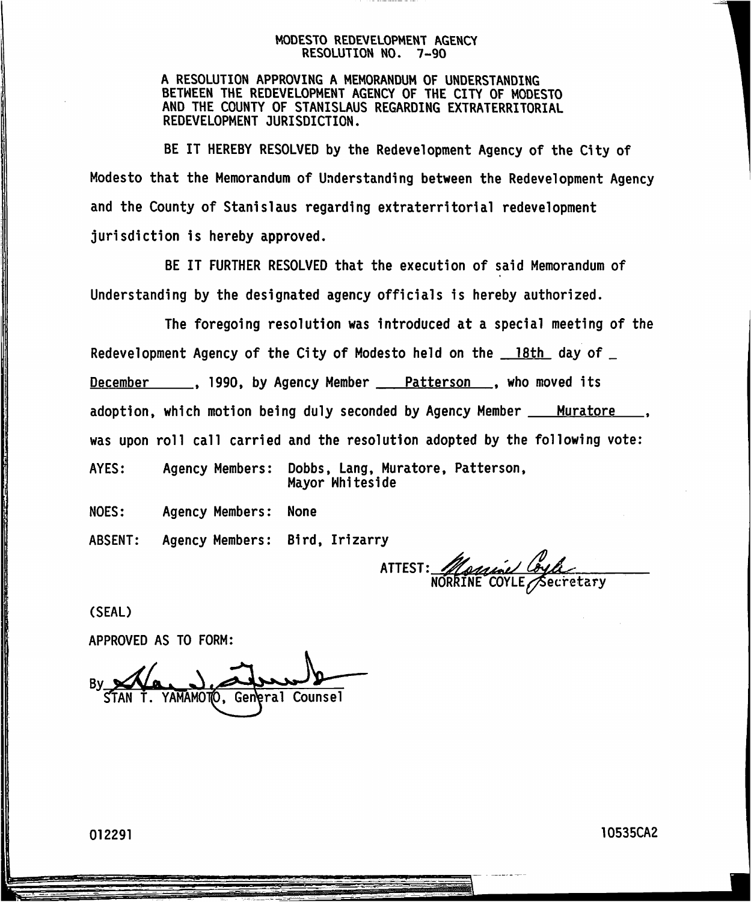MODESTO REDEVELOPMENT AGENCY
RESOLUTION NO. 7-90

A RESOLUTION APPROVING A MEMORANDUM OF UNDERSTANDING BETWEEN THE REDEVELOPMENT AGENCY OF THE CITY OF MODESTO AND THE COUNTY OF STANISLAUS REGARDING EXTRATERRITORIAL REDEVELOPMENT JURISDICTION.

BE IT HEREBY RESOLVED by the Redevelopment Agency of the City of Modesto that the Memorandum of Understanding between the Redevelopment Agency and the County of Stanislaus regarding extraterritorial redevelopment jurisdiction is hereby approved.

BE IT FURTHER RESOLVED that the execution of said Memorandum of Understanding by the designated agency officials is hereby authorized.

The foregoing resolution was introduced at a special meeting of the Redevelopment Agency of the City of Modesto held on the 18th day of December, 1990, by Agency Member Patterson, who moved its adoption, which motion being duly seconded by Agency Member Muratore, was upon roll call carried and the resolution adopted by the following vote:

AYES: Agency Members: Dobbs, Lang, Muratore, Patterson, Mayor Whiteside

NOES: Agency Members: None

ABSENT: Agency Members: Bird, Irizarry

ATTEST: NORRINE COYLE, Secretary

(SEAL)

APPROVED AS TO FORM:

By STAN T. YAMAMOTO, General Counsel

012291 10535CA2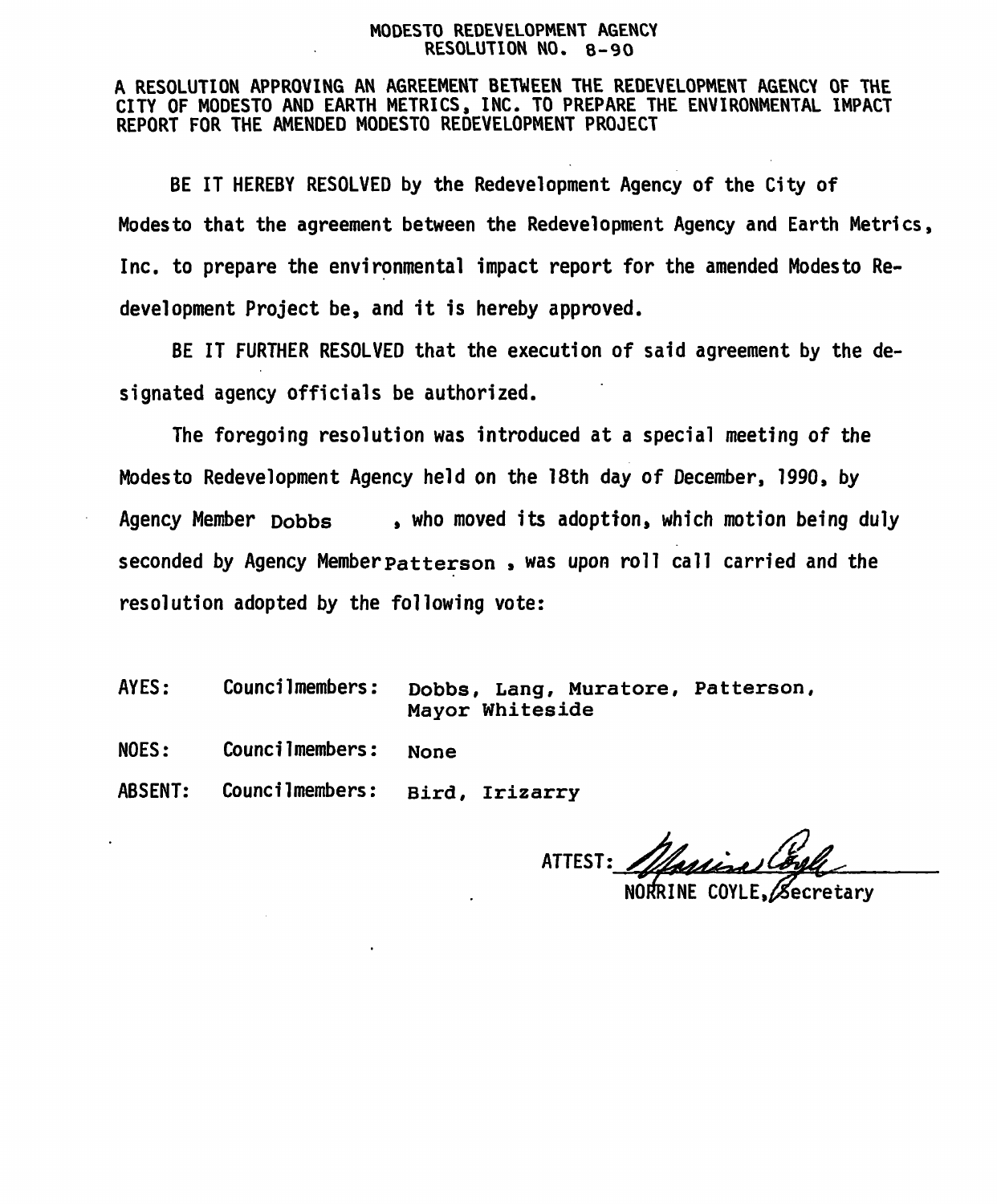# MODESTO REDEVELOPMENT AGENCY
## RESOLUTION NO. 8-90

**A RESOLUTION APPROVING AN AGREEMENT BETWEEN THE REDEVELOPMENT AGENCY OF THE CITY OF MODESTO AND EARTH METRICS, INC. TO PREPARE THE ENVIRONMENTAL IMPACT REPORT FOR THE AMENDED MODESTO REDEVELOPMENT PROJECT**

BE IT HEREBY RESOLVED by the Redevelopment Agency of the City of Modesto that the agreement between the Redevelopment Agency and Earth Metrics, Inc. to prepare the environmental impact report for the amended Modesto Redevelopment Project be, and it is hereby approved.

BE IT FURTHER RESOLVED that the execution of said agreement by the designated agency officials be authorized.

The foregoing resolution was introduced at a special meeting of the Modesto Redevelopment Agency held on the 18th day of December, 1990, by Agency Member Dobbs, who moved its adoption, which motion being duly seconded by Agency Member Patterson, was upon roll call carried and the resolution adopted by the following vote:

| | | |
|---|---|---|
| AYES: | Councilmembers: | Dobbs, Lang, Muratore, Patterson, Mayor Whiteside |
| NOES: | Councilmembers: | None |
| ABSENT: | Councilmembers: | Bird, Irizarry |

ATTEST: Norrine Coyle

NORRINE COYLE, Secretary